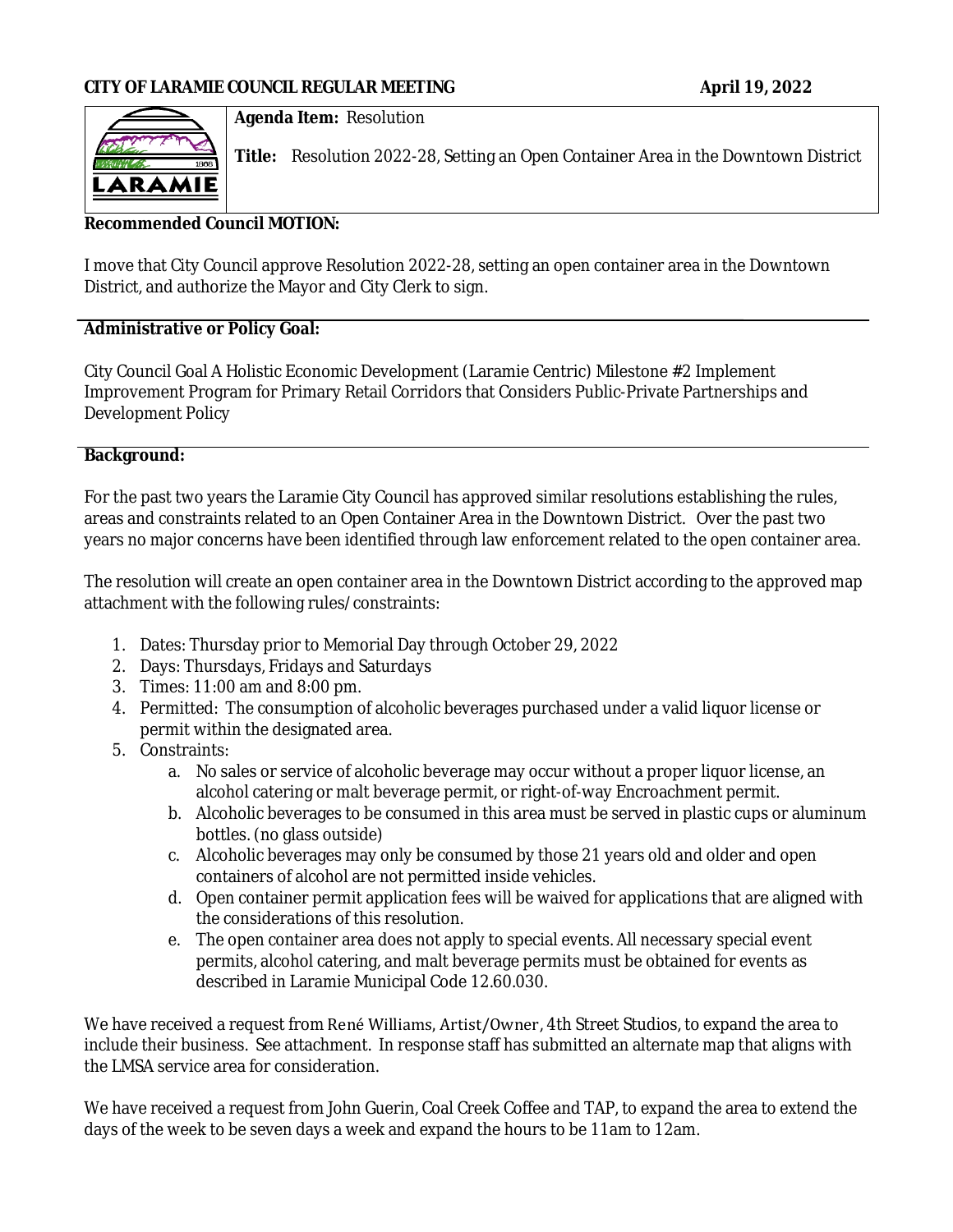**CITY OF LARAMIE COUNCIL REGULAR MEETING** **April 19, 2022**

**Agenda Item:** Resolution

**Title:** Resolution 2022-28, Setting an Open Container Area in the Downtown District

**Recommended Council MOTION:**

I move that City Council approve Resolution 2022-28, setting an open container area in the Downtown District, and authorize the Mayor and City Clerk to sign.

**Administrative or Policy Goal:**

City Council Goal A Holistic Economic Development (Laramie Centric) Milestone #2 Implement Improvement Program for Primary Retail Corridors that Considers Public-Private Partnerships and Development Policy

**Background:**

For the past two years the Laramie City Council has approved similar resolutions establishing the rules, areas and constraints related to an Open Container Area in the Downtown District. Over the past two years no major concerns have been identified through law enforcement related to the open container area.

The resolution will create an open container area in the Downtown District according to the approved map attachment with the following rules/constraints:

1. Dates: Thursday prior to Memorial Day through October 29, 2022
2. Days: Thursdays, Fridays and Saturdays
3. Times: 11:00 am and 8:00 pm.
4. Permitted: The consumption of alcoholic beverages purchased under a valid liquor license or permit within the designated area.
5. Constraints:
   a. No sales or service of alcoholic beverage may occur without a proper liquor license, an alcohol catering or malt beverage permit, or right-of-way Encroachment permit.
   b. Alcoholic beverages to be consumed in this area must be served in plastic cups or aluminum bottles. (no glass outside)
   c. Alcoholic beverages may only be consumed by those 21 years old and older and open containers of alcohol are not permitted inside vehicles.
   d. Open container permit application fees will be waived for applications that are aligned with the considerations of this resolution.
   e. The open container area does not apply to special events. All necessary special event permits, alcohol catering, and malt beverage permits must be obtained for events as described in Laramie Municipal Code 12.60.030.

We have received a request from René Williams, Artist/Owner, 4th Street Studios, to expand the area to include their business. See attachment. In response staff has submitted an alternate map that aligns with the LMSA service area for consideration.

We have received a request from John Guerin, Coal Creek Coffee and TAP, to expand the area to extend the days of the week to be seven days a week and expand the hours to be 11am to 12am.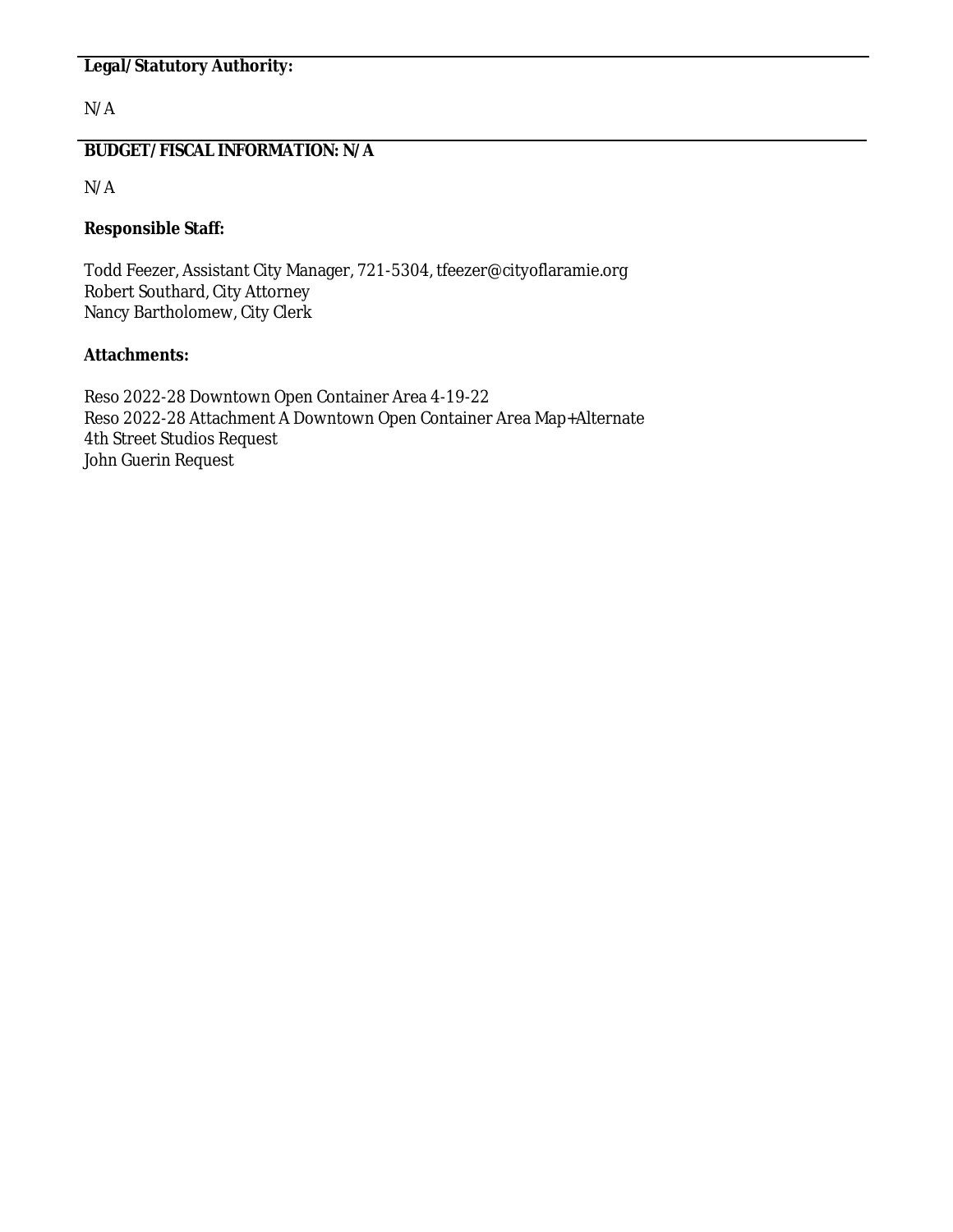**Legal/Statutory Authority:**

N/A

---

**BUDGET/FISCAL INFORMATION: N/A**

N/A

**Responsible Staff:**

Todd Feezer, Assistant City Manager, 721-5304, tfeezer@cityoflaramie.org
Robert Southard, City Attorney
Nancy Bartholomew, City Clerk

**Attachments:**

Reso 2022-28 Downtown Open Container Area 4-19-22
Reso 2022-28 Attachment A Downtown Open Container Area Map+Alternate
4th Street Studios Request
John Guerin Request